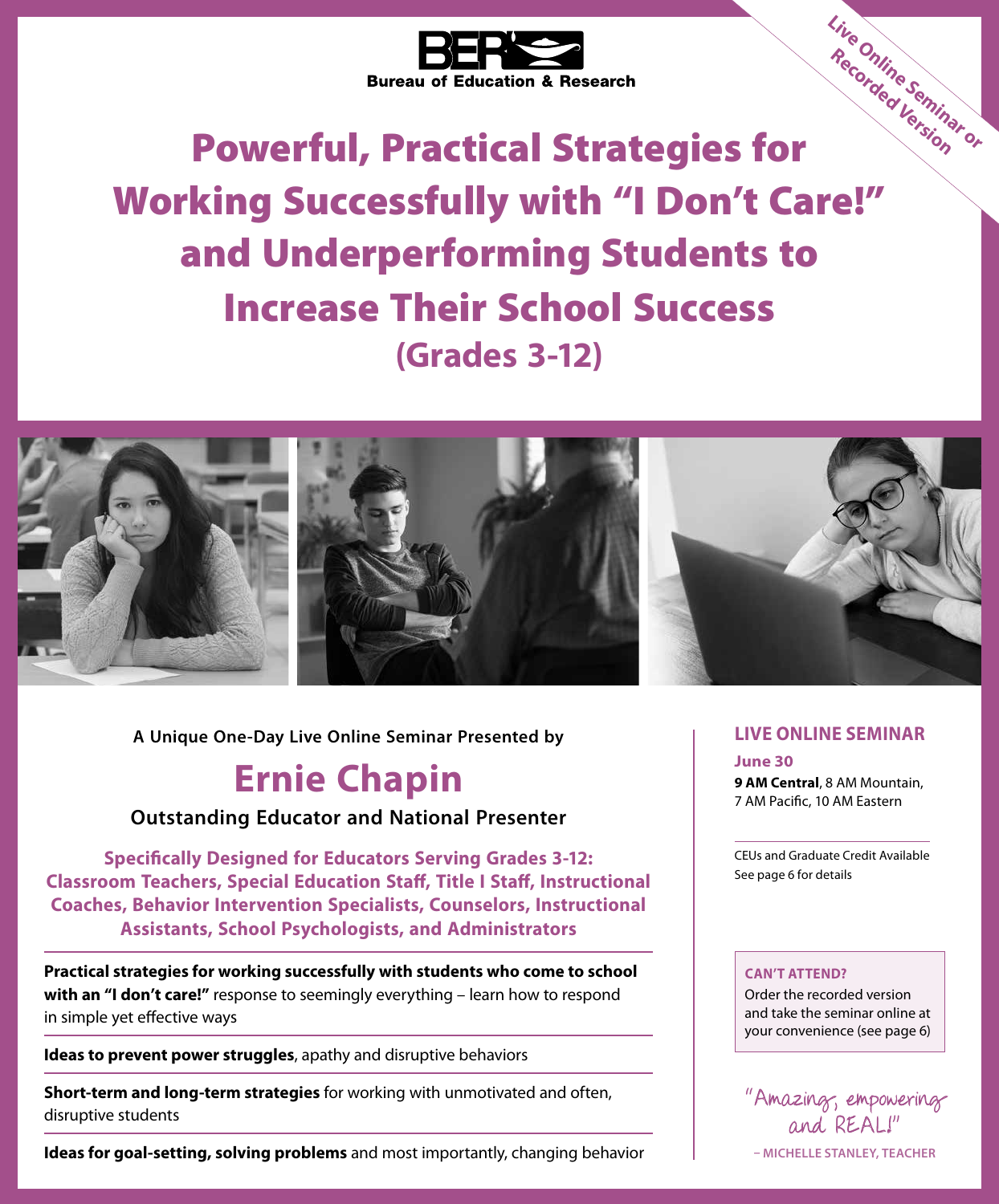**BER** Bureau of Education & Research

Live Online Seminar or Recorded Version

# Powerful, Practical Strategies for Working Successfully with "I Don't Care!" and Underperforming Students to Increase Their School Success

## (Grades 3-12)

A Unique One-Day Live Online Seminar Presented by

## Ernie Chapin

**Outstanding Educator and National Presenter**

**Specifically Designed for Educators Serving Grades 3-12: Classroom Teachers, Special Education Staff, Title I Staff, Instructional Coaches, Behavior Intervention Specialists, Counselors, Instructional Assistants, School Psychologists, and Administrators**

**Practical strategies for working successfully with students who come to school with an "I don't care!"** response to seemingly everything – learn how to respond in simple yet effective ways

**Ideas to prevent power struggles**, apathy and disruptive behaviors

**Short-term and long-term strategies** for working with unmotivated and often, disruptive students

**Ideas for goal-setting, solving problems** and most importantly, changing behavior

### LIVE ONLINE SEMINAR

**June 30**
**9 AM Central**, 8 AM Mountain, 7 AM Pacific, 10 AM Eastern

CEUs and Graduate Credit Available
See page 6 for details

**CAN'T ATTEND?**
Order the recorded version and take the seminar online at your convenience (see page 6)

"Amazing, empowering and REAL!"
– MICHELLE STANLEY, TEACHER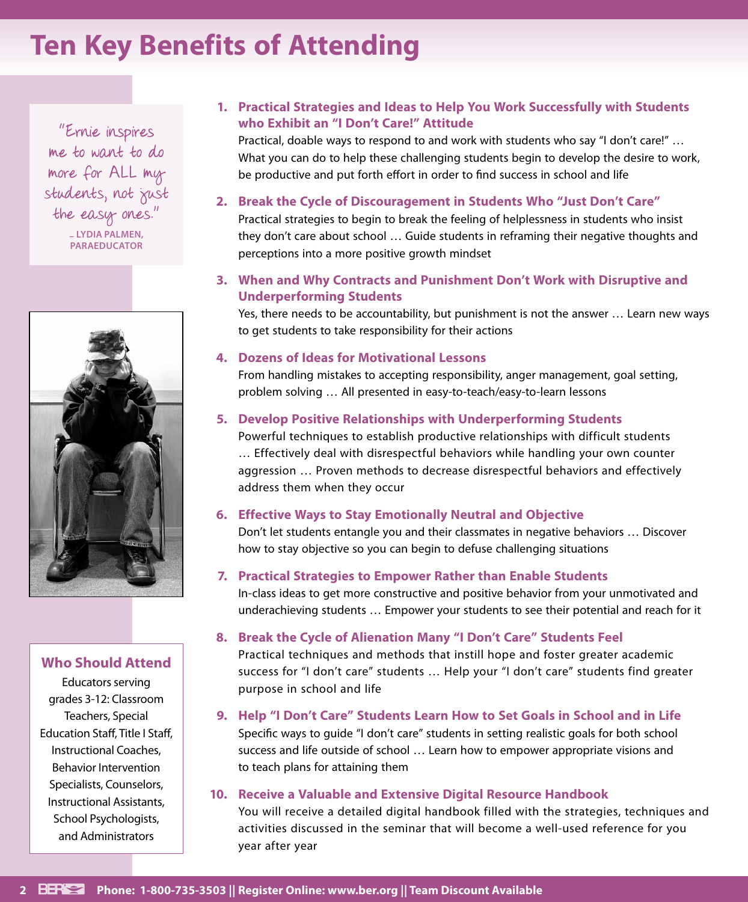# Ten Key Benefits of Attending

> "Ernie inspires me to want to do more for ALL my students, not just the easy ones."
>
> – LYDIA PALMEN, PARAEDUCATOR

## Who Should Attend

Educators serving grades 3-12: Classroom Teachers, Special Education Staff, Title I Staff, Instructional Coaches, Behavior Intervention Specialists, Counselors, Instructional Assistants, School Psychologists, and Administrators

1. **Practical Strategies and Ideas to Help You Work Successfully with Students who Exhibit an "I Don't Care!" Attitude**
   Practical, doable ways to respond to and work with students who say "I don't care!" … What you can do to help these challenging students begin to develop the desire to work, be productive and put forth effort in order to find success in school and life

2. **Break the Cycle of Discouragement in Students Who "Just Don't Care"**
   Practical strategies to begin to break the feeling of helplessness in students who insist they don't care about school … Guide students in reframing their negative thoughts and perceptions into a more positive growth mindset

3. **When and Why Contracts and Punishment Don't Work with Disruptive and Underperforming Students**
   Yes, there needs to be accountability, but punishment is not the answer … Learn new ways to get students to take responsibility for their actions

4. **Dozens of Ideas for Motivational Lessons**
   From handling mistakes to accepting responsibility, anger management, goal setting, problem solving … All presented in easy-to-teach/easy-to-learn lessons

5. **Develop Positive Relationships with Underperforming Students**
   Powerful techniques to establish productive relationships with difficult students … Effectively deal with disrespectful behaviors while handling your own counter aggression … Proven methods to decrease disrespectful behaviors and effectively address them when they occur

6. **Effective Ways to Stay Emotionally Neutral and Objective**
   Don't let students entangle you and their classmates in negative behaviors … Discover how to stay objective so you can begin to defuse challenging situations

7. **Practical Strategies to Empower Rather than Enable Students**
   In-class ideas to get more constructive and positive behavior from your unmotivated and underachieving students … Empower your students to see their potential and reach for it

8. **Break the Cycle of Alienation Many "I Don't Care" Students Feel**
   Practical techniques and methods that instill hope and foster greater academic success for "I don't care" students … Help your "I don't care" students find greater purpose in school and life

9. **Help "I Don't Care" Students Learn How to Set Goals in School and in Life**
   Specific ways to guide "I don't care" students in setting realistic goals for both school success and life outside of school … Learn how to empower appropriate visions and to teach plans for attaining them

10. **Receive a Valuable and Extensive Digital Resource Handbook**
    You will receive a detailed digital handbook filled with the strategies, techniques and activities discussed in the seminar that will become a well-used reference for you year after year

**Phone: 1-800-735-3503 || Register Online: www.ber.org || Team Discount Available**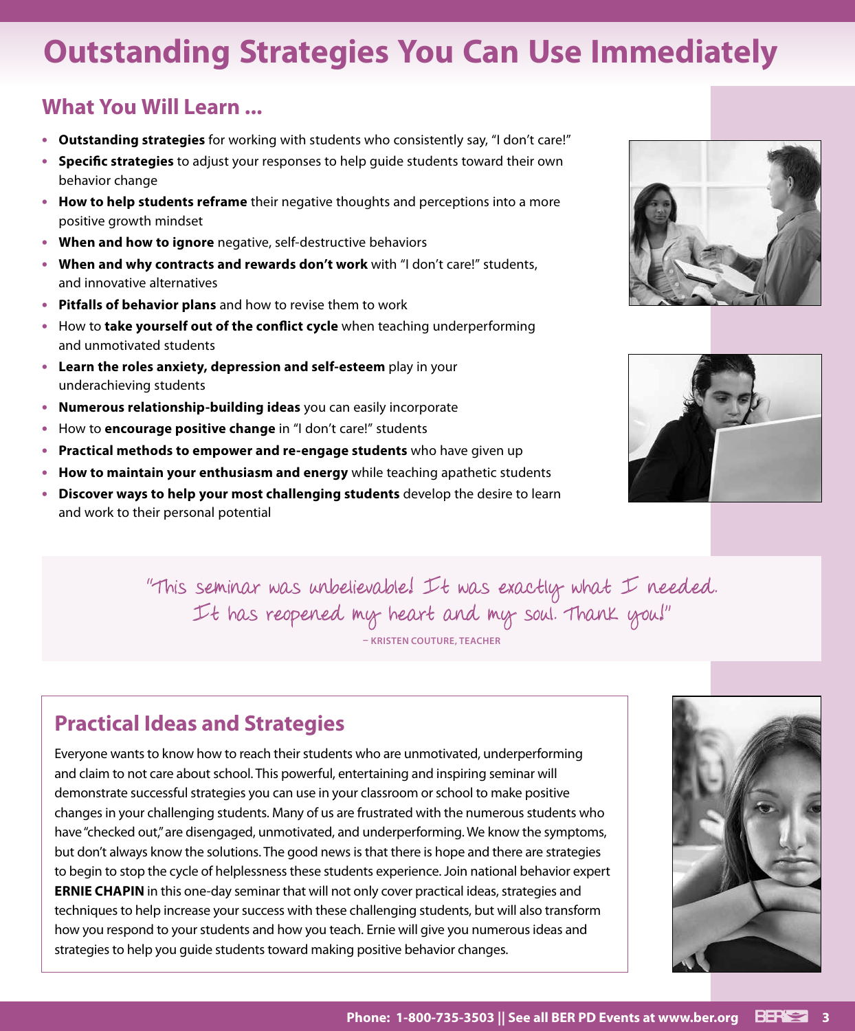# Outstanding Strategies You Can Use Immediately

## What You Will Learn ...

- **Outstanding strategies** for working with students who consistently say, "I don't care!"
- **Specific strategies** to adjust your responses to help guide students toward their own behavior change
- **How to help students reframe** their negative thoughts and perceptions into a more positive growth mindset
- **When and how to ignore** negative, self-destructive behaviors
- **When and why contracts and rewards don't work** with "I don't care!" students, and innovative alternatives
- **Pitfalls of behavior plans** and how to revise them to work
- How to **take yourself out of the conflict cycle** when teaching underperforming and unmotivated students
- **Learn the roles anxiety, depression and self-esteem** play in your underachieving students
- **Numerous relationship-building ideas** you can easily incorporate
- How to **encourage positive change** in "I don't care!" students
- **Practical methods to empower and re-engage students** who have given up
- **How to maintain your enthusiasm and energy** while teaching apathetic students
- **Discover ways to help your most challenging students** develop the desire to learn and work to their personal potential

"This seminar was unbelievable! It was exactly what I needed. It has reopened my heart and my soul. Thank you!"

– KRISTEN COUTURE, TEACHER

## Practical Ideas and Strategies

Everyone wants to know how to reach their students who are unmotivated, underperforming and claim to not care about school. This powerful, entertaining and inspiring seminar will demonstrate successful strategies you can use in your classroom or school to make positive changes in your challenging students. Many of us are frustrated with the numerous students who have "checked out," are disengaged, unmotivated, and underperforming. We know the symptoms, but don't always know the solutions. The good news is that there is hope and there are strategies to begin to stop the cycle of helplessness these students experience. Join national behavior expert **ERNIE CHAPIN** in this one-day seminar that will not only cover practical ideas, strategies and techniques to help increase your success with these challenging students, but will also transform how you respond to your students and how you teach. Ernie will give you numerous ideas and strategies to help you guide students toward making positive behavior changes.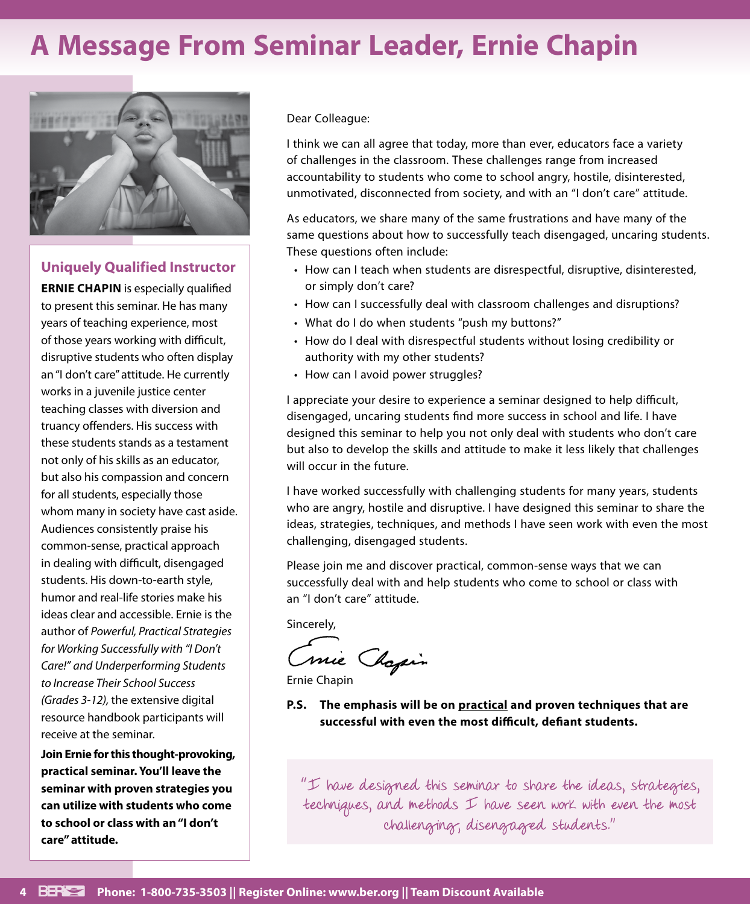# A Message From Seminar Leader, Ernie Chapin

### Uniquely Qualified Instructor

**ERNIE CHAPIN** is especially qualified to present this seminar. He has many years of teaching experience, most of those years working with difficult, disruptive students who often display an "I don't care" attitude. He currently works in a juvenile justice center teaching classes with diversion and truancy offenders. His success with these students stands as a testament not only of his skills as an educator, but also his compassion and concern for all students, especially those whom many in society have cast aside. Audiences consistently praise his common-sense, practical approach in dealing with difficult, disengaged students. His down-to-earth style, humor and real-life stories make his ideas clear and accessible. Ernie is the author of *Powerful, Practical Strategies for Working Successfully with "I Don't Care!" and Underperforming Students to Increase Their School Success (Grades 3-12),* the extensive digital resource handbook participants will receive at the seminar.

**Join Ernie for this thought-provoking, practical seminar. You'll leave the seminar with proven strategies you can utilize with students who come to school or class with an "I don't care" attitude.**

Dear Colleague:

I think we can all agree that today, more than ever, educators face a variety of challenges in the classroom. These challenges range from increased accountability to students who come to school angry, hostile, disinterested, unmotivated, disconnected from society, and with an "I don't care" attitude.

As educators, we share many of the same frustrations and have many of the same questions about how to successfully teach disengaged, uncaring students. These questions often include:

- How can I teach when students are disrespectful, disruptive, disinterested, or simply don't care?
- How can I successfully deal with classroom challenges and disruptions?
- What do I do when students "push my buttons?"
- How do I deal with disrespectful students without losing credibility or authority with my other students?
- How can I avoid power struggles?

I appreciate your desire to experience a seminar designed to help difficult, disengaged, uncaring students find more success in school and life. I have designed this seminar to help you not only deal with students who don't care but also to develop the skills and attitude to make it less likely that challenges will occur in the future.

I have worked successfully with challenging students for many years, students who are angry, hostile and disruptive. I have designed this seminar to share the ideas, strategies, techniques, and methods I have seen work with even the most challenging, disengaged students.

Please join me and discover practical, common-sense ways that we can successfully deal with and help students who come to school or class with an "I don't care" attitude.

Sincerely,

Ernie Chapin

Ernie Chapin

**P.S. The emphasis will be on practical and proven techniques that are successful with even the most difficult, defiant students.**

"I have designed this seminar to share the ideas, strategies, techniques, and methods I have seen work with even the most challenging, disengaged students."

**Phone: 1-800-735-3503 || Register Online: www.ber.org || Team Discount Available**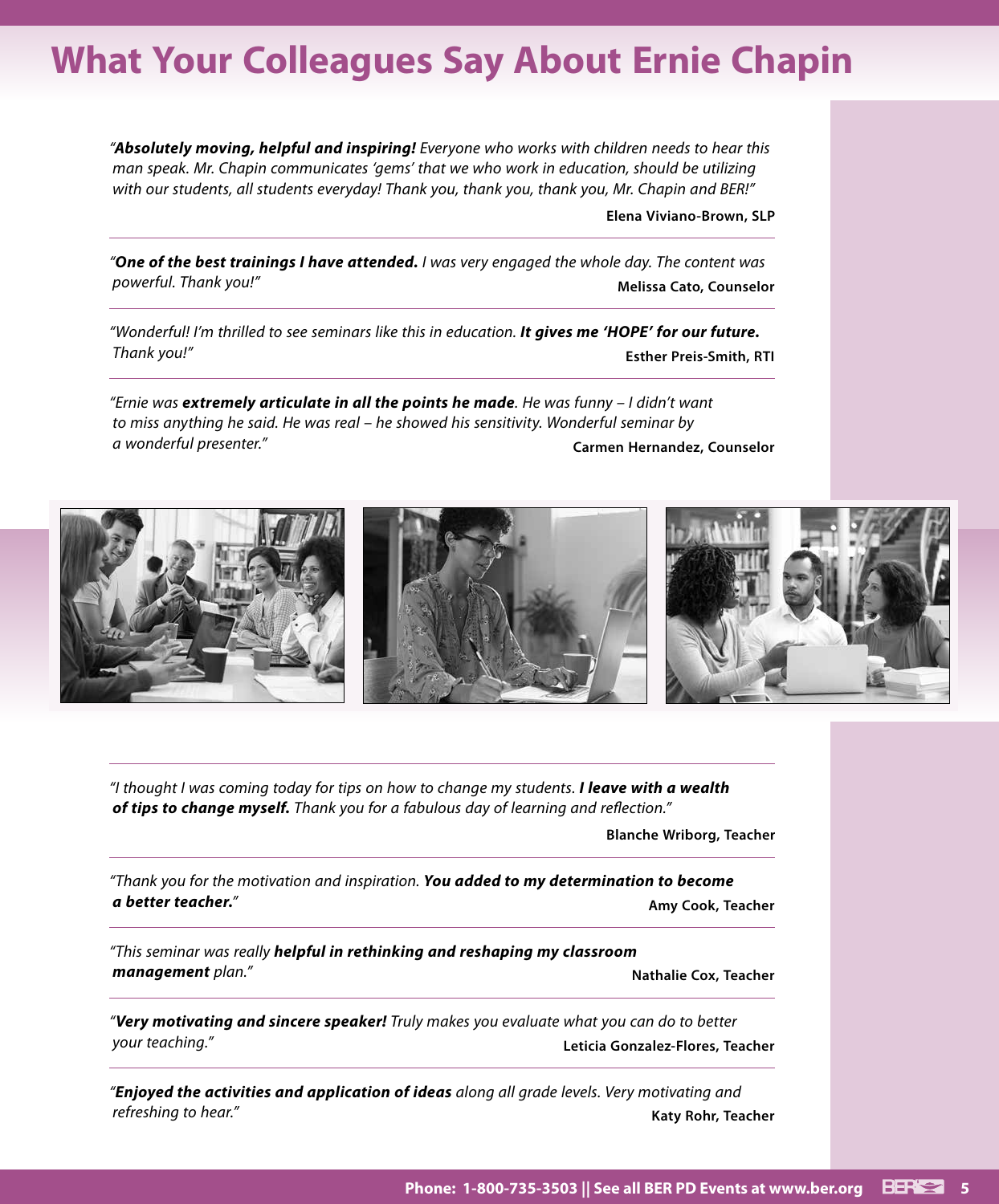# What Your Colleagues Say About Ernie Chapin

"***Absolutely moving, helpful and inspiring!*** *Everyone who works with children needs to hear this man speak. Mr. Chapin communicates 'gems' that we who work in education, should be utilizing with our students, all students everyday! Thank you, thank you, thank you, Mr. Chapin and BER!"*

**Elena Viviano-Brown, SLP**

---

"***One of the best trainings I have attended.*** *I was very engaged the whole day. The content was powerful. Thank you!"*

**Melissa Cato, Counselor**

---

*"Wonderful! I'm thrilled to see seminars like this in education.* ***It gives me 'HOPE' for our future.*** *Thank you!"*

**Esther Preis-Smith, RTI**

---

*"Ernie was* ***extremely articulate in all the points he made****. He was funny – I didn't want to miss anything he said. He was real – he showed his sensitivity. Wonderful seminar by a wonderful presenter."*

**Carmen Hernandez, Counselor**

---

*"I thought I was coming today for tips on how to change my students.* ***I leave with a wealth of tips to change myself.*** *Thank you for a fabulous day of learning and reflection."*

**Blanche Wriborg, Teacher**

---

*"Thank you for the motivation and inspiration.* ***You added to my determination to become a better teacher.****"*

**Amy Cook, Teacher**

---

*"This seminar was really* ***helpful in rethinking and reshaping my classroom management*** *plan."*

**Nathalie Cox, Teacher**

---

"***Very motivating and sincere speaker!*** *Truly makes you evaluate what you can do to better your teaching."*

**Leticia Gonzalez-Flores, Teacher**

---

"***Enjoyed the activities and application of ideas*** *along all grade levels. Very motivating and refreshing to hear."*

**Katy Rohr, Teacher**

**Phone: 1-800-735-3503 || See all BER PD Events at www.ber.org**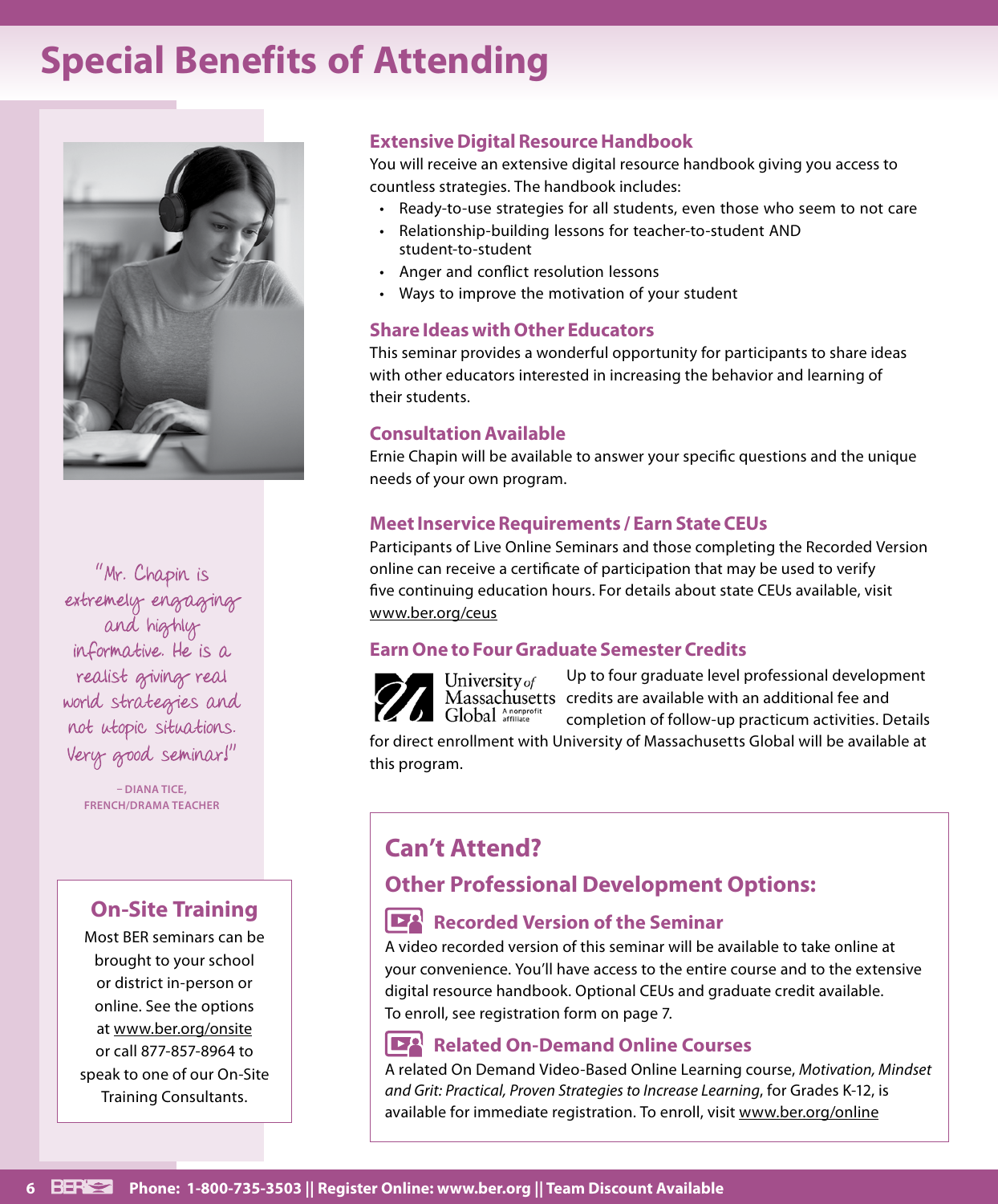# Special Benefits of Attending

"Mr. Chapin is extremely engaging and highly informative. He is a realist giving real world strategies and not utopic situations. Very good seminar!"

– DIANA TICE, FRENCH/DRAMA TEACHER

## On-Site Training

Most BER seminars can be brought to your school or district in-person or online. See the options at www.ber.org/onsite or call 877-857-8964 to speak to one of our On-Site Training Consultants.

### Extensive Digital Resource Handbook

You will receive an extensive digital resource handbook giving you access to countless strategies. The handbook includes:

- Ready-to-use strategies for all students, even those who seem to not care
- Relationship-building lessons for teacher-to-student AND student-to-student
- Anger and conflict resolution lessons
- Ways to improve the motivation of your student

### Share Ideas with Other Educators

This seminar provides a wonderful opportunity for participants to share ideas with other educators interested in increasing the behavior and learning of their students.

### Consultation Available

Ernie Chapin will be available to answer your specific questions and the unique needs of your own program.

### Meet Inservice Requirements / Earn State CEUs

Participants of Live Online Seminars and those completing the Recorded Version online can receive a certificate of participation that may be used to verify five continuing education hours. For details about state CEUs available, visit www.ber.org/ceus

### Earn One to Four Graduate Semester Credits

University of Massachusetts Global — A nonprofit affiliate

Up to four graduate level professional development credits are available with an additional fee and completion of follow-up practicum activities. Details for direct enrollment with University of Massachusetts Global will be available at this program.

## Can't Attend?

### Other Professional Development Options:

#### Recorded Version of the Seminar

A video recorded version of this seminar will be available to take online at your convenience. You'll have access to the entire course and to the extensive digital resource handbook. Optional CEUs and graduate credit available. To enroll, see registration form on page 7.

#### Related On-Demand Online Courses

A related On Demand Video-Based Online Learning course, *Motivation, Mindset and Grit: Practical, Proven Strategies to Increase Learning*, for Grades K-12, is available for immediate registration. To enroll, visit www.ber.org/online

Phone: 1-800-735-3503 || Register Online: www.ber.org || Team Discount Available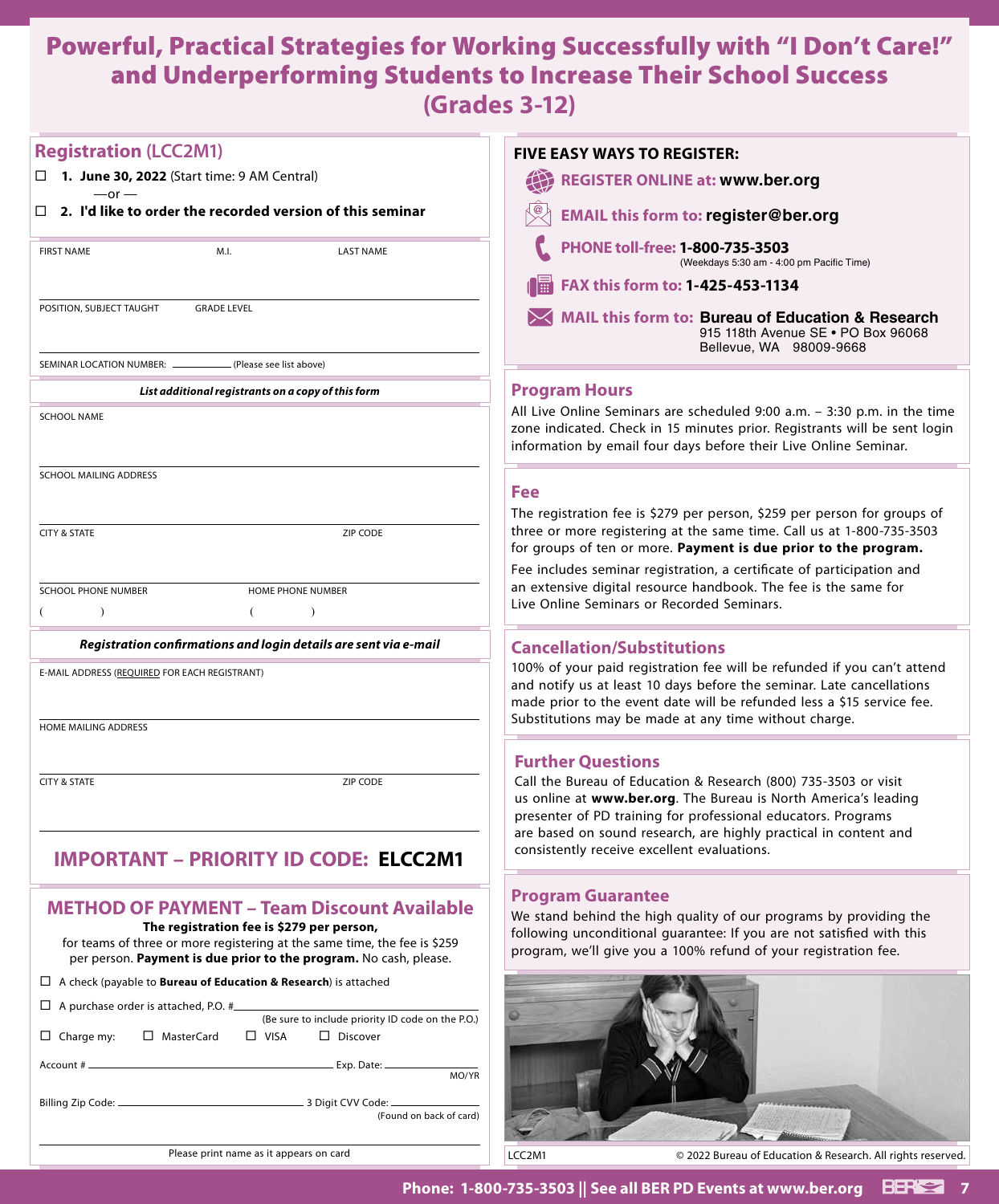# Powerful, Practical Strategies for Working Successfully with "I Don't Care!" and Underperforming Students to Increase Their School Success (Grades 3-12)

## Registration (LCC2M1)

☐ **1. June 30, 2022** (Start time: 9 AM Central)

—or —

☐ **2. I'd like to order the recorded version of this seminar**

FIRST NAME　　M.I.　　LAST NAME

POSITION, SUBJECT TAUGHT　　GRADE LEVEL

SEMINAR LOCATION NUMBER: ________ (Please see list above)

***List additional registrants on a copy of this form***

SCHOOL NAME

SCHOOL MAILING ADDRESS

CITY & STATE　　ZIP CODE

SCHOOL PHONE NUMBER　　HOME PHONE NUMBER

(　　)　　(　　)

***Registration confirmations and login details are sent via e-mail***

E-MAIL ADDRESS (REQUIRED FOR EACH REGISTRANT)

HOME MAILING ADDRESS

CITY & STATE　　ZIP CODE

## IMPORTANT – PRIORITY ID CODE: ELCC2M1

## METHOD OF PAYMENT – Team Discount Available

**The registration fee is $279 per person,**
for teams of three or more registering at the same time, the fee is $259 per person. **Payment is due prior to the program.** No cash, please.

☐ A check (payable to **Bureau of Education & Research**) is attached

☐ A purchase order is attached, P.O. # ________ (Be sure to include priority ID code on the P.O.)

☐ Charge my: ☐ MasterCard ☐ VISA ☐ Discover

Account # ________ Exp. Date: ________ MO/YR

Billing Zip Code: ________ 3 Digit CVV Code: ________ (Found on back of card)

Please print name as it appears on card

## FIVE EASY WAYS TO REGISTER:

**REGISTER ONLINE at: www.ber.org**

**EMAIL this form to: register@ber.org**

**PHONE toll-free: 1-800-735-3503** (Weekdays 5:30 am - 4:00 pm Pacific Time)

**FAX this form to: 1-425-453-1134**

**MAIL this form to: Bureau of Education & Research**
915 118th Avenue SE • PO Box 96068
Bellevue, WA 98009-9668

## Program Hours

All Live Online Seminars are scheduled 9:00 a.m. – 3:30 p.m. in the time zone indicated. Check in 15 minutes prior. Registrants will be sent login information by email four days before their Live Online Seminar.

## Fee

The registration fee is $279 per person, $259 per person for groups of three or more registering at the same time. Call us at 1-800-735-3503 for groups of ten or more. **Payment is due prior to the program.**

Fee includes seminar registration, a certificate of participation and an extensive digital resource handbook. The fee is the same for Live Online Seminars or Recorded Seminars.

## Cancellation/Substitutions

100% of your paid registration fee will be refunded if you can't attend and notify us at least 10 days before the seminar. Late cancellations made prior to the event date will be refunded less a $15 service fee. Substitutions may be made at any time without charge.

## Further Questions

Call the Bureau of Education & Research (800) 735-3503 or visit us online at **www.ber.org**. The Bureau is North America's leading presenter of PD training for professional educators. Programs are based on sound research, are highly practical in content and consistently receive excellent evaluations.

## Program Guarantee

We stand behind the high quality of our programs by providing the following unconditional guarantee: If you are not satisfied with this program, we'll give you a 100% refund of your registration fee.

LCC2M1　　© 2022 Bureau of Education & Research. All rights reserved.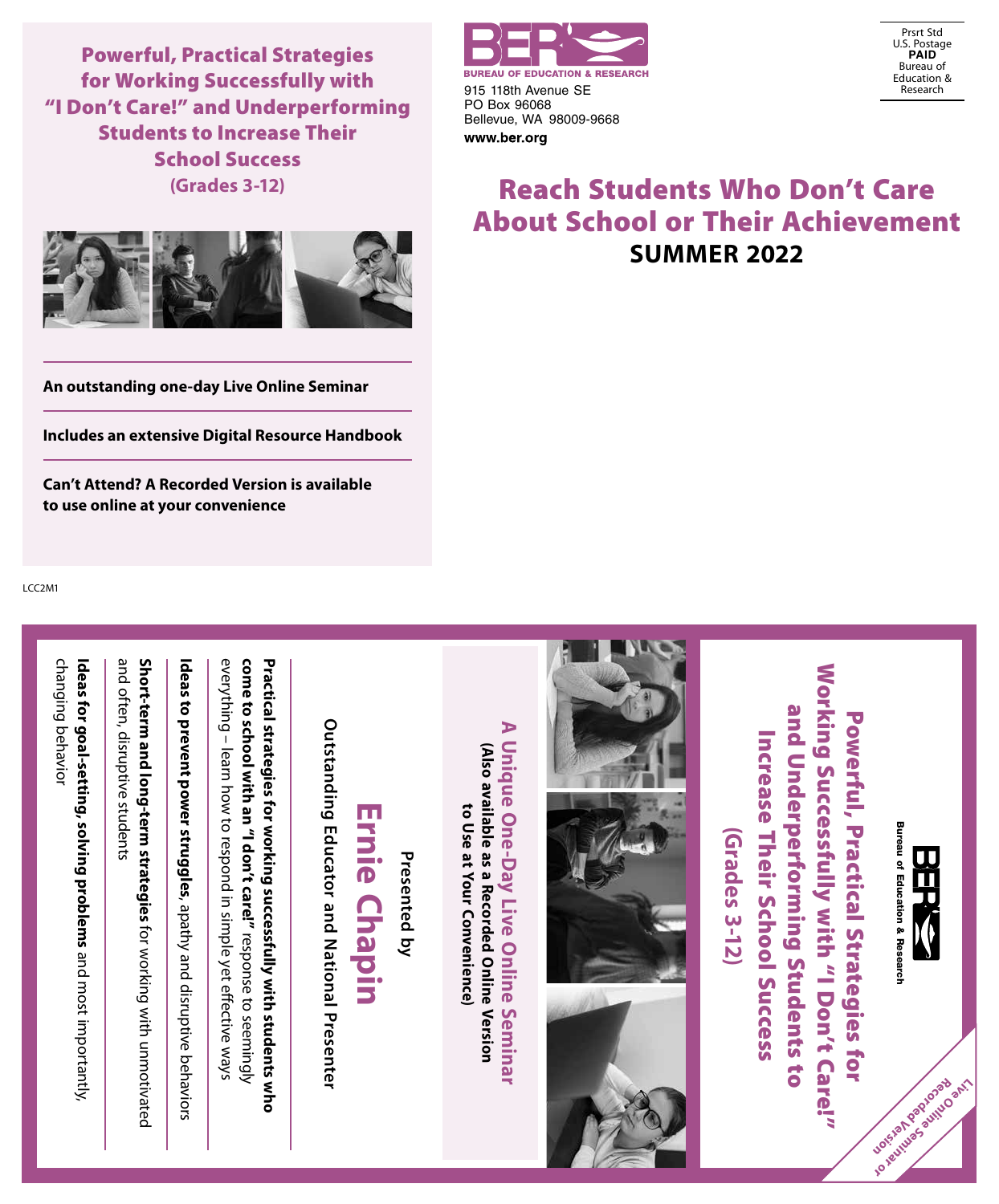## Powerful, Practical Strategies for Working Successfully with "I Don't Care!" and Underperforming Students to Increase Their School Success

**(Grades 3-12)**

---

**An outstanding one-day Live Online Seminar**

**Includes an extensive Digital Resource Handbook**

**Can't Attend? A Recorded Version is available to use online at your convenience**

LCC2M1

BER BUREAU OF EDUCATION & RESEARCH
915 118th Avenue SE
PO Box 96068
Bellevue, WA 98009-9668
**www.ber.org**

Prsrt Std
U.S. Postage
**PAID**
Bureau of Education & Research

# Reach Students Who Don't Care About School or Their Achievement

**SUMMER 2022**

---

BER Bureau of Education & Research

## Powerful, Practical Strategies for Working Successfully with "I Don't Care!" and Underperforming Students to Increase Their School Success

**(Grades 3-12)**

Live Online Seminar or Recorded Version

**A Unique One-Day Live Online Seminar**

**(Also available as a Recorded Online Version to Use at Your Convenience)**

Presented by

## Ernie Chapin

Outstanding Educator and National Presenter

**Practical strategies for working successfully with students who come to school with an "I don't care!"** response to seemingly everything – learn how to respond in simple yet effective ways

**Ideas to prevent power struggles,** apathy and disruptive behaviors

**Short-term and long-term strategies** for working with unmotivated and often, disruptive students

**Ideas for goal-setting, solving problems** and most importantly, changing behavior